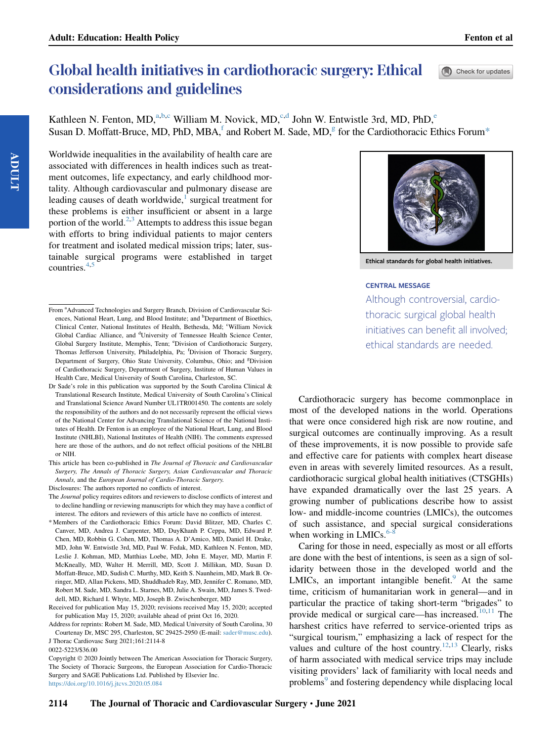# Global health initiatives in cardiothoracic surgery: Ethical considerations and guidelines

Kathleen N. Fenton, MD,[a,b,c] William M. Novick, MD,[c,d] John W. Entwistle 3rd, MD, PhD,[e] Susan D. Moffatt-Bruce, MD, PhD, MBA,[f] and Robert M. Sade, MD,[g] for the Cardiothoracic Ethics Forum*

Worldwide inequalities in the availability of health care are associated with differences in health indices such as treatment outcomes, life expectancy, and early childhood mortality. Although cardiovascular and pulmonary disease are leading causes of death worldwide,[1] surgical treatment for these problems is either insufficient or absent in a large portion of the world.[2,3] Attempts to address this issue began with efforts to bring individual patients to major centers for treatment and isolated medical mission trips; later, sustainable surgical programs were established in target countries.[4,5]

Ethical standards for global health initiatives.

**CENTRAL MESSAGE**

Although controversial, cardiothoracic surgical global health initiatives can benefit all involved; ethical standards are needed.

From [a]Advanced Technologies and Surgery Branch, Division of Cardiovascular Sciences, National Heart, Lung, and Blood Institute; and [b]Department of Bioethics, Clinical Center, National Institutes of Health, Bethesda, Md; [c]William Novick Global Cardiac Alliance, and [d]University of Tennessee Health Science Center, Global Surgery Institute, Memphis, Tenn; [e]Division of Cardiothoracic Surgery, Thomas Jefferson University, Philadelphia, Pa; [f]Division of Thoracic Surgery, Department of Surgery, Ohio State University, Columbus, Ohio; and [g]Division of Cardiothoracic Surgery, Department of Surgery, Institute of Human Values in Health Care, Medical University of South Carolina, Charleston, SC.

Dr Sade's role in this publication was supported by the South Carolina Clinical & Translational Research Institute, Medical University of South Carolina's Clinical and Translational Science Award Number UL1TR001450. The contents are solely the responsibility of the authors and do not necessarily represent the official views of the National Center for Advancing Translational Science of the National Institutes of Health. Dr Fenton is an employee of the National Heart, Lung, and Blood Institute (NHLBI), National Institutes of Health (NIH). The comments expressed here are those of the authors, and do not reflect official positions of the NHLBI or NIH.

This article has been co-published in *The Journal of Thoracic and Cardiovascular Surgery, The Annals of Thoracic Surgery, Asian Cardiovascular and Thoracic Annals,* and the *European Journal of Cardio-Thoracic Surgery.*

Disclosures: The authors reported no conflicts of interest.

The *Journal* policy requires editors and reviewers to disclose conflicts of interest and to decline handling or reviewing manuscripts for which they may have a conflict of interest. The editors and reviewers of this article have no conflicts of interest.

*Members of the Cardiothoracic Ethics Forum: David Blitzer, MD, Charles C. Canver, MD, Andrea J. Carpenter, MD, DuyKhanh P. Ceppa, MD, Edward P. Chen, MD, Robbin G. Cohen, MD, Thomas A. D'Amico, MD, Daniel H. Drake, MD, John W. Entwistle 3rd, MD, Paul W. Fedak, MD, Kathleen N. Fenton, MD, Leslie J. Kohman, MD, Matthias Loebe, MD, John E. Mayer, MD, Martin F. McKneally, MD, Walter H. Merrill, MD, Scott J. Millikan, MD, Susan D. Moffatt-Bruce, MD, Sudish C. Murthy, MD, Keith S. Naunheim, MD, Mark B. Orringer, MD, Allan Pickens, MD, Shuddhadeb Ray, MD, Jennifer C. Romano, MD, Robert M. Sade, MD, Sandra L. Starnes, MD, Julie A. Swain, MD, James S. Tweddell, MD, Richard I. Whyte, MD, Joseph B. Zwischenberger, MD

Received for publication May 15, 2020; revisions received May 15, 2020; accepted for publication May 15, 2020; available ahead of print Oct 16, 2020.

Address for reprints: Robert M. Sade, MD, Medical University of South Carolina, 30 Courtenay Dr, MSC 295, Charleston, SC 29425-2950 (E-mail: sader@musc.edu).

J Thorac Cardiovasc Surg 2021;161:2114-8

0022-5223/$36.00

Copyright © 2020 Jointly between The American Association for Thoracic Surgery, The Society of Thoracic Surgeons, the European Association for Cardio-Thoracic Surgery and SAGE Publications Ltd. Published by Elsevier Inc.

https://doi.org/10.1016/j.jtcvs.2020.05.084

Cardiothoracic surgery has become commonplace in most of the developed nations in the world. Operations that were once considered high risk are now routine, and surgical outcomes are continually improving. As a result of these improvements, it is now possible to provide safe and effective care for patients with complex heart disease even in areas with severely limited resources. As a result, cardiothoracic surgical global health initiatives (CTSGHIs) have expanded dramatically over the last 25 years. A growing number of publications describe how to assist low- and middle-income countries (LMICs), the outcomes of such assistance, and special surgical considerations when working in LMICs.[6-8]

Caring for those in need, especially as most or all efforts are done with the best of intentions, is seen as a sign of solidarity between those in the developed world and the LMICs, an important intangible benefit.[9] At the same time, criticism of humanitarian work in general—and in particular the practice of taking short-term "brigades" to provide medical or surgical care—has increased.[10,11] The harshest critics have referred to service-oriented trips as "surgical tourism," emphasizing a lack of respect for the values and culture of the host country.[12,13] Clearly, risks of harm associated with medical service trips may include visiting providers' lack of familiarity with local needs and problems[9] and fostering dependency while displacing local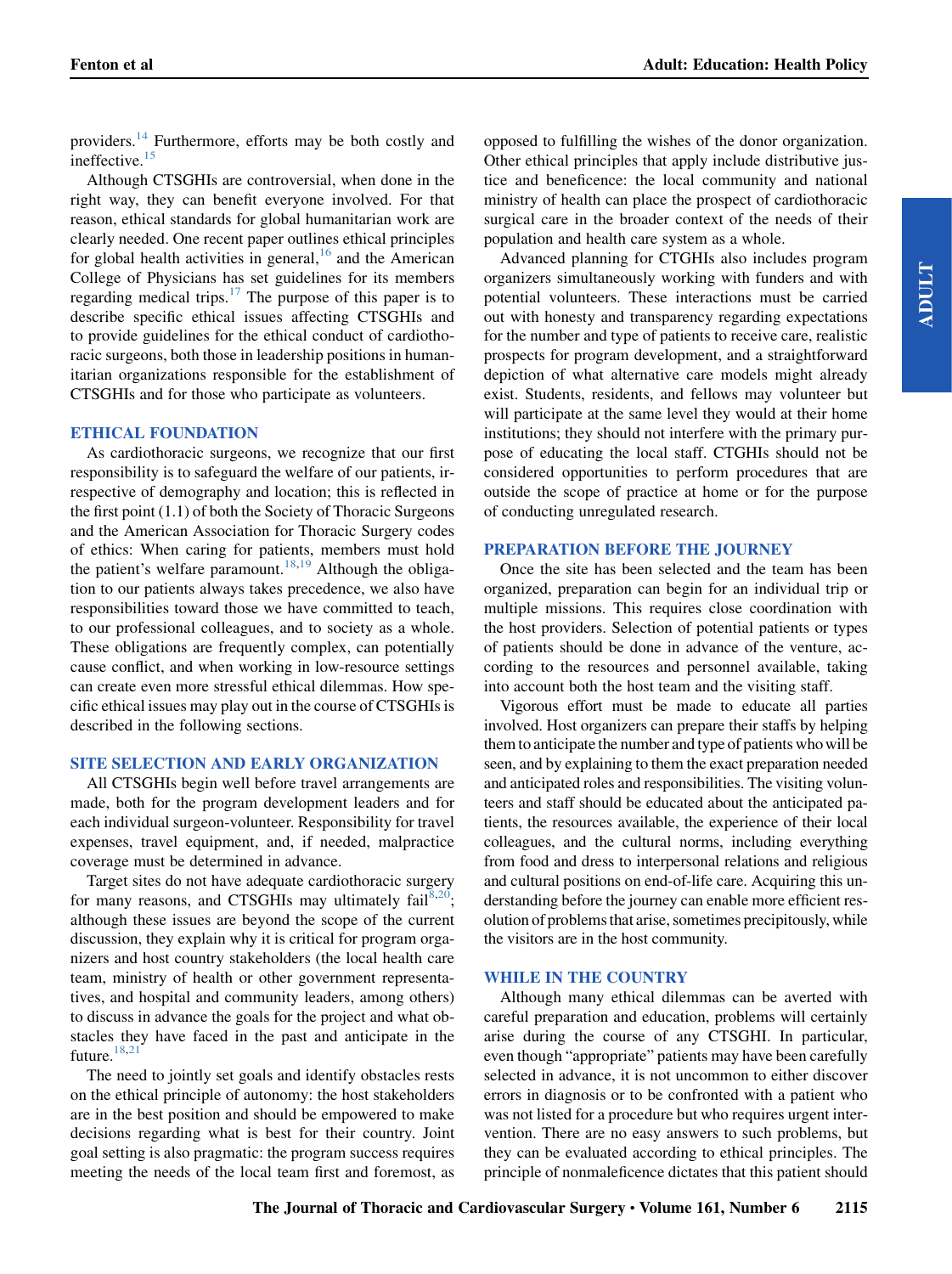providers.[14] Furthermore, efforts may be both costly and ineffective.[15]

Although CTSGHIs are controversial, when done in the right way, they can benefit everyone involved. For that reason, ethical standards for global humanitarian work are clearly needed. One recent paper outlines ethical principles for global health activities in general,[16] and the American College of Physicians has set guidelines for its members regarding medical trips.[17] The purpose of this paper is to describe specific ethical issues affecting CTSGHIs and to provide guidelines for the ethical conduct of cardiothoracic surgeons, both those in leadership positions in humanitarian organizations responsible for the establishment of CTSGHIs and for those who participate as volunteers.

## ETHICAL FOUNDATION

As cardiothoracic surgeons, we recognize that our first responsibility is to safeguard the welfare of our patients, irrespective of demography and location; this is reflected in the first point (1.1) of both the Society of Thoracic Surgeons and the American Association for Thoracic Surgery codes of ethics: When caring for patients, members must hold the patient's welfare paramount.[18,19] Although the obligation to our patients always takes precedence, we also have responsibilities toward those we have committed to teach, to our professional colleagues, and to society as a whole. These obligations are frequently complex, can potentially cause conflict, and when working in low-resource settings can create even more stressful ethical dilemmas. How specific ethical issues may play out in the course of CTSGHIs is described in the following sections.

## SITE SELECTION AND EARLY ORGANIZATION

All CTSGHIs begin well before travel arrangements are made, both for the program development leaders and for each individual surgeon-volunteer. Responsibility for travel expenses, travel equipment, and, if needed, malpractice coverage must be determined in advance.

Target sites do not have adequate cardiothoracic surgery for many reasons, and CTSGHIs may ultimately fail[8,20]; although these issues are beyond the scope of the current discussion, they explain why it is critical for program organizers and host country stakeholders (the local health care team, ministry of health or other government representatives, and hospital and community leaders, among others) to discuss in advance the goals for the project and what obstacles they have faced in the past and anticipate in the future.[18,21]

The need to jointly set goals and identify obstacles rests on the ethical principle of autonomy: the host stakeholders are in the best position and should be empowered to make decisions regarding what is best for their country. Joint goal setting is also pragmatic: the program success requires meeting the needs of the local team first and foremost, as opposed to fulfilling the wishes of the donor organization. Other ethical principles that apply include distributive justice and beneficence: the local community and national ministry of health can place the prospect of cardiothoracic surgical care in the broader context of the needs of their population and health care system as a whole.

Advanced planning for CTGHIs also includes program organizers simultaneously working with funders and with potential volunteers. These interactions must be carried out with honesty and transparency regarding expectations for the number and type of patients to receive care, realistic prospects for program development, and a straightforward depiction of what alternative care models might already exist. Students, residents, and fellows may volunteer but will participate at the same level they would at their home institutions; they should not interfere with the primary purpose of educating the local staff. CTGHIs should not be considered opportunities to perform procedures that are outside the scope of practice at home or for the purpose of conducting unregulated research.

## PREPARATION BEFORE THE JOURNEY

Once the site has been selected and the team has been organized, preparation can begin for an individual trip or multiple missions. This requires close coordination with the host providers. Selection of potential patients or types of patients should be done in advance of the venture, according to the resources and personnel available, taking into account both the host team and the visiting staff.

Vigorous effort must be made to educate all parties involved. Host organizers can prepare their staffs by helping them to anticipate the number and type of patients who will be seen, and by explaining to them the exact preparation needed and anticipated roles and responsibilities. The visiting volunteers and staff should be educated about the anticipated patients, the resources available, the experience of their local colleagues, and the cultural norms, including everything from food and dress to interpersonal relations and religious and cultural positions on end-of-life care. Acquiring this understanding before the journey can enable more efficient resolution of problems that arise, sometimes precipitously, while the visitors are in the host community.

## WHILE IN THE COUNTRY

Although many ethical dilemmas can be averted with careful preparation and education, problems will certainly arise during the course of any CTSGHI. In particular, even though "appropriate" patients may have been carefully selected in advance, it is not uncommon to either discover errors in diagnosis or to be confronted with a patient who was not listed for a procedure but who requires urgent intervention. There are no easy answers to such problems, but they can be evaluated according to ethical principles. The principle of nonmaleficence dictates that this patient should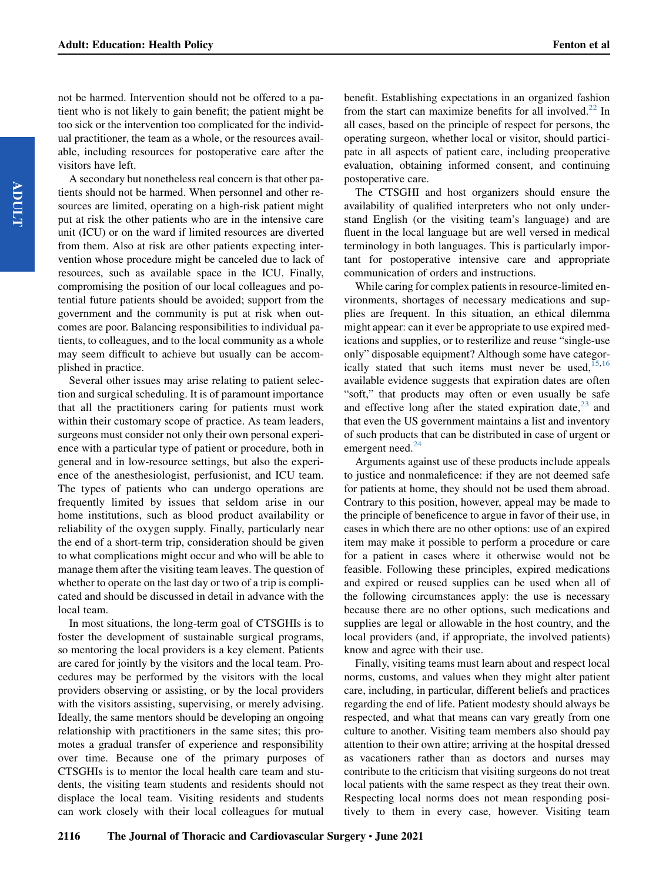not be harmed. Intervention should not be offered to a patient who is not likely to gain benefit; the patient might be too sick or the intervention too complicated for the individual practitioner, the team as a whole, or the resources available, including resources for postoperative care after the visitors have left.

A secondary but nonetheless real concern is that other patients should not be harmed. When personnel and other resources are limited, operating on a high-risk patient might put at risk the other patients who are in the intensive care unit (ICU) or on the ward if limited resources are diverted from them. Also at risk are other patients expecting intervention whose procedure might be canceled due to lack of resources, such as available space in the ICU. Finally, compromising the position of our local colleagues and potential future patients should be avoided; support from the government and the community is put at risk when outcomes are poor. Balancing responsibilities to individual patients, to colleagues, and to the local community as a whole may seem difficult to achieve but usually can be accomplished in practice.

Several other issues may arise relating to patient selection and surgical scheduling. It is of paramount importance that all the practitioners caring for patients must work within their customary scope of practice. As team leaders, surgeons must consider not only their own personal experience with a particular type of patient or procedure, both in general and in low-resource settings, but also the experience of the anesthesiologist, perfusionist, and ICU team. The types of patients who can undergo operations are frequently limited by issues that seldom arise in our home institutions, such as blood product availability or reliability of the oxygen supply. Finally, particularly near the end of a short-term trip, consideration should be given to what complications might occur and who will be able to manage them after the visiting team leaves. The question of whether to operate on the last day or two of a trip is complicated and should be discussed in detail in advance with the local team.

In most situations, the long-term goal of CTSGHIs is to foster the development of sustainable surgical programs, so mentoring the local providers is a key element. Patients are cared for jointly by the visitors and the local team. Procedures may be performed by the visitors with the local providers observing or assisting, or by the local providers with the visitors assisting, supervising, or merely advising. Ideally, the same mentors should be developing an ongoing relationship with practitioners in the same sites; this promotes a gradual transfer of experience and responsibility over time. Because one of the primary purposes of CTSGHIs is to mentor the local health care team and students, the visiting team students and residents should not displace the local team. Visiting residents and students can work closely with their local colleagues for mutual benefit. Establishing expectations in an organized fashion from the start can maximize benefits for all involved.[22] In all cases, based on the principle of respect for persons, the operating surgeon, whether local or visitor, should participate in all aspects of patient care, including preoperative evaluation, obtaining informed consent, and continuing postoperative care.

The CTSGHI and host organizers should ensure the availability of qualified interpreters who not only understand English (or the visiting team's language) and are fluent in the local language but are well versed in medical terminology in both languages. This is particularly important for postoperative intensive care and appropriate communication of orders and instructions.

While caring for complex patients in resource-limited environments, shortages of necessary medications and supplies are frequent. In this situation, an ethical dilemma might appear: can it ever be appropriate to use expired medications and supplies, or to resterilize and reuse "single-use only" disposable equipment? Although some have categorically stated that such items must never be used,[15,16] available evidence suggests that expiration dates are often "soft," that products may often or even usually be safe and effective long after the stated expiration date,[23] and that even the US government maintains a list and inventory of such products that can be distributed in case of urgent or emergent need.[24]

Arguments against use of these products include appeals to justice and nonmaleficence: if they are not deemed safe for patients at home, they should not be used them abroad. Contrary to this position, however, appeal may be made to the principle of beneficence to argue in favor of their use, in cases in which there are no other options: use of an expired item may make it possible to perform a procedure or care for a patient in cases where it otherwise would not be feasible. Following these principles, expired medications and expired or reused supplies can be used when all of the following circumstances apply: the use is necessary because there are no other options, such medications and supplies are legal or allowable in the host country, and the local providers (and, if appropriate, the involved patients) know and agree with their use.

Finally, visiting teams must learn about and respect local norms, customs, and values when they might alter patient care, including, in particular, different beliefs and practices regarding the end of life. Patient modesty should always be respected, and what that means can vary greatly from one culture to another. Visiting team members also should pay attention to their own attire; arriving at the hospital dressed as vacationers rather than as doctors and nurses may contribute to the criticism that visiting surgeons do not treat local patients with the same respect as they treat their own. Respecting local norms does not mean responding positively to them in every case, however. Visiting team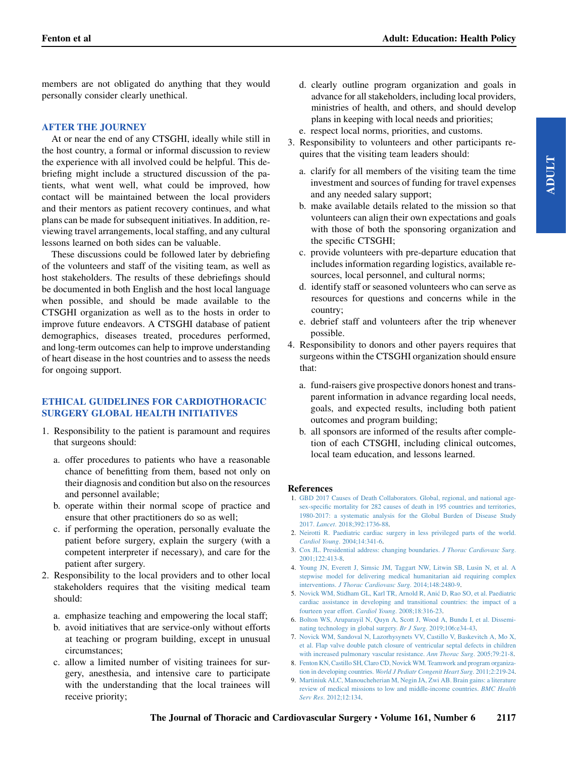members are not obligated do anything that they would personally consider clearly unethical.

## AFTER THE JOURNEY

At or near the end of any CTSGHI, ideally while still in the host country, a formal or informal discussion to review the experience with all involved could be helpful. This debriefing might include a structured discussion of the patients, what went well, what could be improved, how contact will be maintained between the local providers and their mentors as patient recovery continues, and what plans can be made for subsequent initiatives. In addition, reviewing travel arrangements, local staffing, and any cultural lessons learned on both sides can be valuable.

These discussions could be followed later by debriefing of the volunteers and staff of the visiting team, as well as host stakeholders. The results of these debriefings should be documented in both English and the host local language when possible, and should be made available to the CTSGHI organization as well as to the hosts in order to improve future endeavors. A CTSGHI database of patient demographics, diseases treated, procedures performed, and long-term outcomes can help to improve understanding of heart disease in the host countries and to assess the needs for ongoing support.

## ETHICAL GUIDELINES FOR CARDIOTHORACIC SURGERY GLOBAL HEALTH INITIATIVES

1. Responsibility to the patient is paramount and requires that surgeons should:
   a. offer procedures to patients who have a reasonable chance of benefitting from them, based not only on their diagnosis and condition but also on the resources and personnel available;
   b. operate within their normal scope of practice and ensure that other practitioners do so as well;
   c. if performing the operation, personally evaluate the patient before surgery, explain the surgery (with a competent interpreter if necessary), and care for the patient after surgery.
2. Responsibility to the local providers and to other local stakeholders requires that the visiting medical team should:
   a. emphasize teaching and empowering the local staff;
   b. avoid initiatives that are service-only without efforts at teaching or program building, except in unusual circumstances;
   c. allow a limited number of visiting trainees for surgery, anesthesia, and intensive care to participate with the understanding that the local trainees will receive priority;
   d. clearly outline program organization and goals in advance for all stakeholders, including local providers, ministries of health, and others, and should develop plans in keeping with local needs and priorities;
   e. respect local norms, priorities, and customs.
3. Responsibility to volunteers and other participants requires that the visiting team leaders should:
   a. clarify for all members of the visiting team the time investment and sources of funding for travel expenses and any needed salary support;
   b. make available details related to the mission so that volunteers can align their own expectations and goals with those of both the sponsoring organization and the specific CTSGHI;
   c. provide volunteers with pre-departure education that includes information regarding logistics, available resources, local personnel, and cultural norms;
   d. identify staff or seasoned volunteers who can serve as resources for questions and concerns while in the country;
   e. debrief staff and volunteers after the trip whenever possible.
4. Responsibility to donors and other payers requires that surgeons within the CTSGHI organization should ensure that:
   a. fund-raisers give prospective donors honest and transparent information in advance regarding local needs, goals, and expected results, including both patient outcomes and program building;
   b. all sponsors are informed of the results after completion of each CTSGHI, including clinical outcomes, local team education, and lessons learned.

## References

1. GBD 2017 Causes of Death Collaborators. Global, regional, and national age-sex-specific mortality for 282 causes of death in 195 countries and territories, 1980-2017: a systematic analysis for the Global Burden of Disease Study 2017. *Lancet*. 2018;392:1736-88.
2. Neirotti R. Paediatric cardiac surgery in less privileged parts of the world. *Cardiol Young*. 2004;14:341-6.
3. Cox JL. Presidential address: changing boundaries. *J Thorac Cardiovasc Surg*. 2001;122:413-8.
4. Young JN, Everett J, Simsic JM, Taggart NW, Litwin SB, Lusin N, et al. A stepwise model for delivering medical humanitarian aid requiring complex interventions. *J Thorac Cardiovasc Surg*. 2014;148:2480-9.
5. Novick WM, Stidham GL, Karl TR, Arnold R, Anić D, Rao SO, et al. Paediatric cardiac assistance in developing and transitional countries: the impact of a fourteen year effort. *Cardiol Young*. 2008;18:316-23.
6. Bolton WS, Aruparayil N, Quyn A, Scott J, Wood A, Bundu I, et al. Disseminating technology in global surgery. *Br J Surg*. 2019;106:e34-43.
7. Novick WM, Sandoval N, Lazorhysynets VV, Castillo V, Baskevitch A, Mo X, et al. Flap valve double patch closure of ventricular septal defects in children with increased pulmonary vascular resistance. *Ann Thorac Surg*. 2005;79:21-8.
8. Fenton KN, Castillo SH, Claro CD, Novick WM. Teamwork and program organization in developing countries. *World J Pediatr Congenit Heart Surg*. 2011;2:219-24.
9. Martiniuk ALC, Manoucheherian M, Negin JA, Zwi AB. Brain gains: a literature review of medical missions to low and middle-income countries. *BMC Health Serv Res*. 2012;12:134.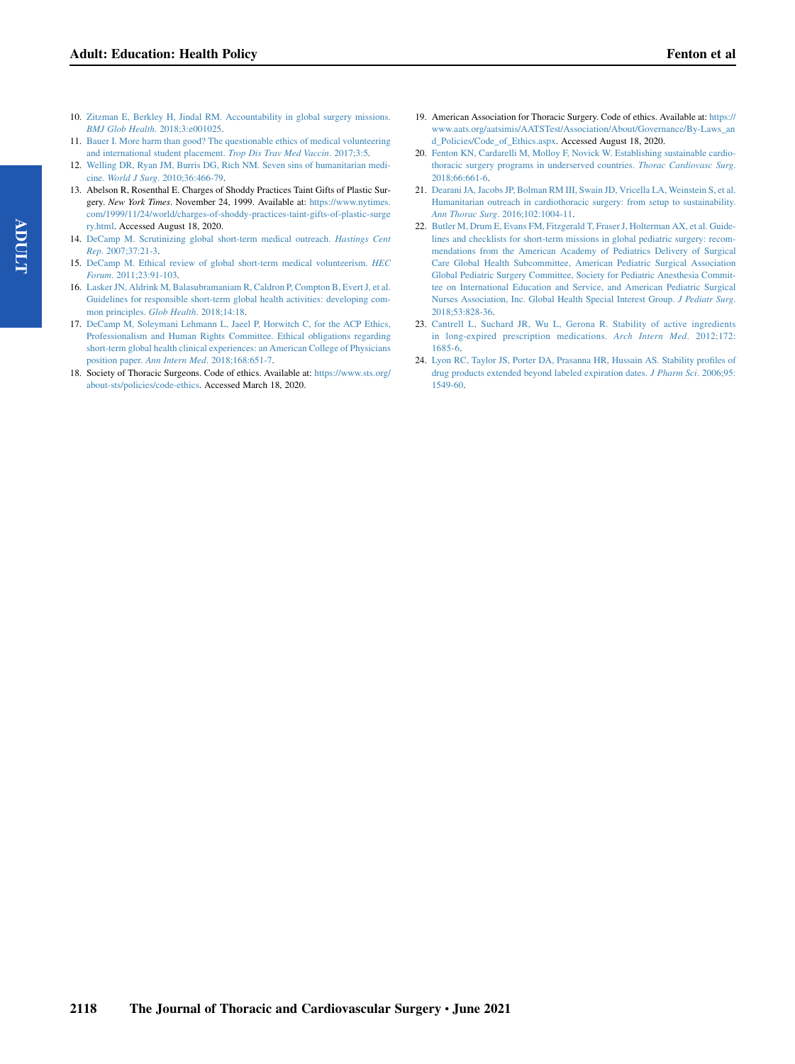10. Zitzman E, Berkley H, Jindal RM. Accountability in global surgery missions. *BMJ Glob Health*. 2018;3:e001025.
11. Bauer I. More harm than good? The questionable ethics of medical volunteering and international student placement. *Trop Dis Trav Med Vaccin*. 2017;3:5.
12. Welling DR, Ryan JM, Burris DG, Rich NM. Seven sins of humanitarian medicine. *World J Surg*. 2010;36:466-79.
13. Abelson R, Rosenthal E. Charges of Shoddy Practices Taint Gifts of Plastic Surgery. *New York Times*. November 24, 1999. Available at: https://www.nytimes.com/1999/11/24/world/charges-of-shoddy-practices-taint-gifts-of-plastic-surgery.html. Accessed August 18, 2020.
14. DeCamp M. Scrutinizing global short-term medical outreach. *Hastings Cent Rep*. 2007;37:21-3.
15. DeCamp M. Ethical review of global short-term medical volunteerism. *HEC Forum*. 2011;23:91-103.
16. Lasker JN, Aldrink M, Balasubramaniam R, Caldron P, Compton B, Evert J, et al. Guidelines for responsible short-term global health activities: developing common principles. *Glob Health*. 2018;14:18.
17. DeCamp M, Soleymani Lehmann L, Jaeel P, Horwitch C, for the ACP Ethics, Professionalism and Human Rights Committee. Ethical obligations regarding short-term global health clinical experiences: an American College of Physicians position paper. *Ann Intern Med*. 2018;168:651-7.
18. Society of Thoracic Surgeons. Code of ethics. Available at: https://www.sts.org/about-sts/policies/code-ethics. Accessed March 18, 2020.
19. American Association for Thoracic Surgery. Code of ethics. Available at: https://www.aats.org/aatsimis/AATSTest/Association/About/Governance/By-Laws_and_Policies/Code_of_Ethics.aspx. Accessed August 18, 2020.
20. Fenton KN, Cardarelli M, Molloy F, Novick W. Establishing sustainable cardiothoracic surgery programs in underserved countries. *Thorac Cardiovasc Surg*. 2018;66:661-6.
21. Dearani JA, Jacobs JP, Bolman RM III, Swain JD, Vricella LA, Weinstein S, et al. Humanitarian outreach in cardiothoracic surgery: from setup to sustainability. *Ann Thorac Surg*. 2016;102:1004-11.
22. Butler M, Drum E, Evans FM, Fitzgerald T, Fraser J, Holterman AX, et al. Guidelines and checklists for short-term missions in global pediatric surgery: recommendations from the American Academy of Pediatrics Delivery of Surgical Care Global Health Subcommittee, American Pediatric Surgical Association Global Pediatric Surgery Committee, Society for Pediatric Anesthesia Committee on International Education and Service, and American Pediatric Surgical Nurses Association, Inc. Global Health Special Interest Group. *J Pediatr Surg*. 2018;53:828-36.
23. Cantrell L, Suchard JR, Wu L, Gerona R. Stability of active ingredients in long-expired prescription medications. *Arch Intern Med*. 2012;172:1685-6.
24. Lyon RC, Taylor JS, Porter DA, Prasanna HR, Hussain AS. Stability profiles of drug products extended beyond labeled expiration dates. *J Pharm Sci*. 2006;95:1549-60.